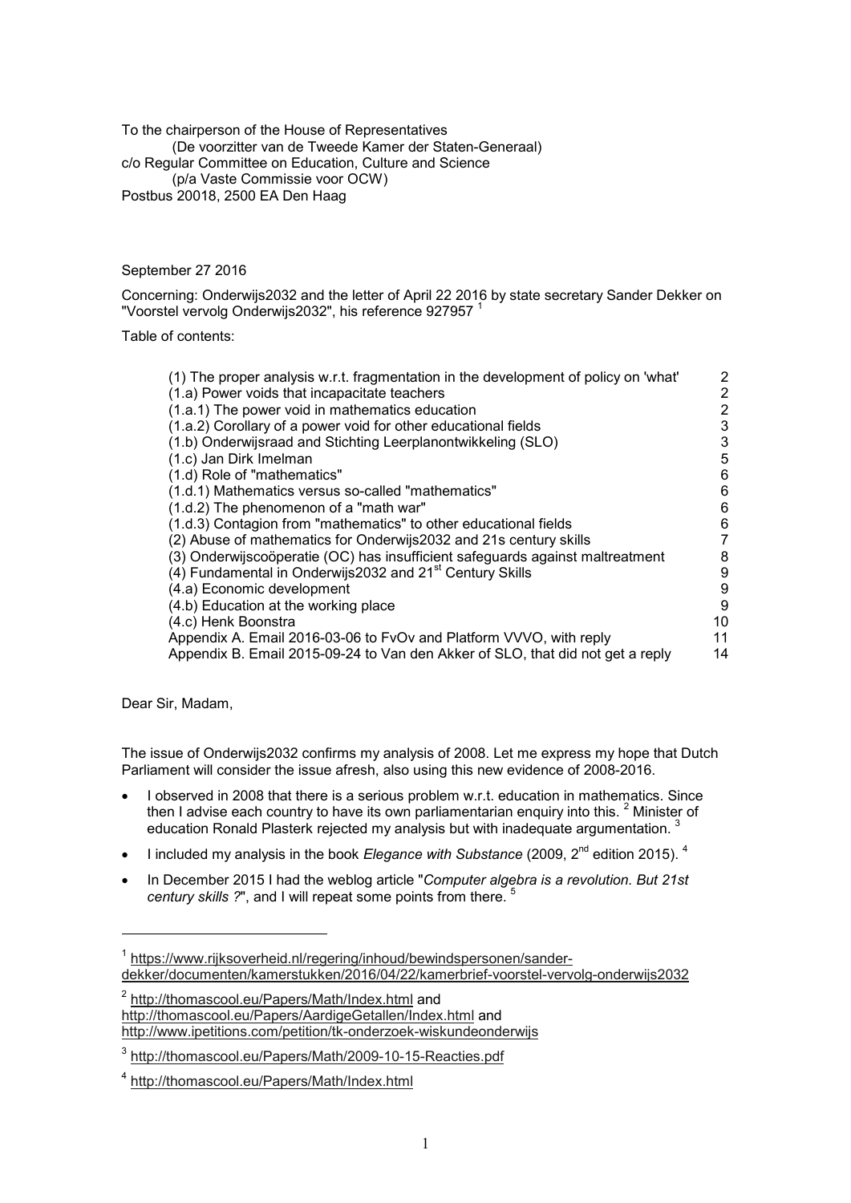To the chairperson of the House of Representatives
(De voorzitter van de Tweede Kamer der Staten-Generaal)
c/o Regular Committee on Education, Culture and Science
(p/a Vaste Commissie voor OCW)
Postbus 20018, 2500 EA Den Haag

September 27 2016

Concerning: Onderwijs2032 and the letter of April 22 2016 by state secretary Sander Dekker on "Voorstel vervolg Onderwijs2032", his reference 927957 [1]

Table of contents:

| | |
|---|---|
| (1) The proper analysis w.r.t. fragmentation in the development of policy on 'what' | 2 |
| (1.a) Power voids that incapacitate teachers | 2 |
| (1.a.1) The power void in mathematics education | 2 |
| (1.a.2) Corollary of a power void for other educational fields | 3 |
| (1.b) Onderwijsraad and Stichting Leerplanontwikkeling (SLO) | 3 |
| (1.c) Jan Dirk Imelman | 5 |
| (1.d) Role of "mathematics" | 6 |
| (1.d.1) Mathematics versus so-called "mathematics" | 6 |
| (1.d.2) The phenomenon of a "math war" | 6 |
| (1.d.3) Contagion from "mathematics" to other educational fields | 6 |
| (2) Abuse of mathematics for Onderwijs2032 and 21s century skills | 7 |
| (3) Onderwijscoöperatie (OC) has insufficient safeguards against maltreatment | 8 |
| (4) Fundamental in Onderwijs2032 and 21st Century Skills | 9 |
| (4.a) Economic development | 9 |
| (4.b) Education at the working place | 9 |
| (4.c) Henk Boonstra | 10 |
| Appendix A. Email 2016-03-06 to FvOv and Platform VVVO, with reply | 11 |
| Appendix B. Email 2015-09-24 to Van den Akker of SLO, that did not get a reply | 14 |

Dear Sir, Madam,

The issue of Onderwijs2032 confirms my analysis of 2008. Let me express my hope that Dutch Parliament will consider the issue afresh, also using this new evidence of 2008-2016.

- I observed in 2008 that there is a serious problem w.r.t. education in mathematics. Since then I advise each country to have its own parliamentarian enquiry into this. [2] Minister of education Ronald Plasterk rejected my analysis but with inadequate argumentation. [3]
- I included my analysis in the book *Elegance with Substance* (2009, 2nd edition 2015). [4]
- In December 2015 I had the weblog article "*Computer algebra is a revolution. But 21st century skills ?*", and I will repeat some points from there. [5]

---

[1] https://www.rijksoverheid.nl/regering/inhoud/bewindspersonen/sander-dekker/documenten/kamerstukken/2016/04/22/kamerbrief-voorstel-vervolg-onderwijs2032

[2] http://thomascool.eu/Papers/Math/Index.html and http://thomascool.eu/Papers/AardigeGetallen/Index.html and http://www.ipetitions.com/petition/tk-onderzoek-wiskundeonderwijs

[3] http://thomascool.eu/Papers/Math/2009-10-15-Reacties.pdf

[4] http://thomascool.eu/Papers/Math/Index.html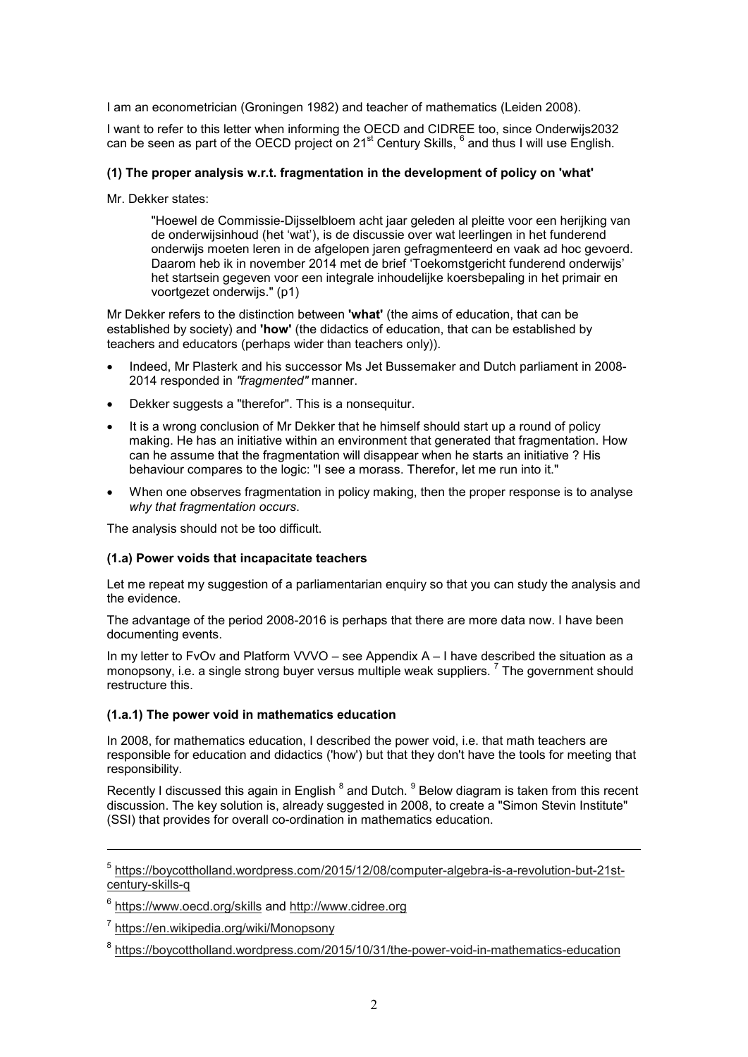I am an econometrician (Groningen 1982) and teacher of mathematics (Leiden 2008).

I want to refer to this letter when informing the OECD and CIDREE too, since Onderwijs2032 can be seen as part of the OECD project on 21st Century Skills, [6] and thus I will use English.

### (1) The proper analysis w.r.t. fragmentation in the development of policy on 'what'

Mr. Dekker states:

> "Hoewel de Commissie-Dijsselbloem acht jaar geleden al pleitte voor een herijking van de onderwijsinhoud (het 'wat'), is de discussie over wat leerlingen in het funderend onderwijs moeten leren in de afgelopen jaren gefragmenteerd en vaak ad hoc gevoerd. Daarom heb ik in november 2014 met de brief 'Toekomstgericht funderend onderwijs' het startsein gegeven voor een integrale inhoudelijke koersbepaling in het primair en voortgezet onderwijs." (p1)

Mr Dekker refers to the distinction between **'what'** (the aims of education, that can be established by society) and **'how'** (the didactics of education, that can be established by teachers and educators (perhaps wider than teachers only)).

- Indeed, Mr Plasterk and his successor Ms Jet Bussemaker and Dutch parliament in 2008-2014 responded in *"fragmented"* manner.
- Dekker suggests a "therefor". This is a nonsequitur.
- It is a wrong conclusion of Mr Dekker that he himself should start up a round of policy making. He has an initiative within an environment that generated that fragmentation. How can he assume that the fragmentation will disappear when he starts an initiative ? His behaviour compares to the logic: "I see a morass. Therefor, let me run into it."
- When one observes fragmentation in policy making, then the proper response is to analyse *why that fragmentation occurs*.

The analysis should not be too difficult.

#### (1.a) Power voids that incapacitate teachers

Let me repeat my suggestion of a parliamentarian enquiry so that you can study the analysis and the evidence.

The advantage of the period 2008-2016 is perhaps that there are more data now. I have been documenting events.

In my letter to FvOv and Platform VVVO – see Appendix A – I have described the situation as a monopsony, i.e. a single strong buyer versus multiple weak suppliers. [7] The government should restructure this.

#### (1.a.1) The power void in mathematics education

In 2008, for mathematics education, I described the power void, i.e. that math teachers are responsible for education and didactics ('how') but that they don't have the tools for meeting that responsibility.

Recently I discussed this again in English [8] and Dutch. [9] Below diagram is taken from this recent discussion. The key solution is, already suggested in 2008, to create a "Simon Stevin Institute" (SSI) that provides for overall co-ordination in mathematics education.

---

[5] https://boycottholland.wordpress.com/2015/12/08/computer-algebra-is-a-revolution-but-21st-century-skills-q

[6] https://www.oecd.org/skills and http://www.cidree.org

[7] https://en.wikipedia.org/wiki/Monopsony

[8] https://boycottholland.wordpress.com/2015/10/31/the-power-void-in-mathematics-education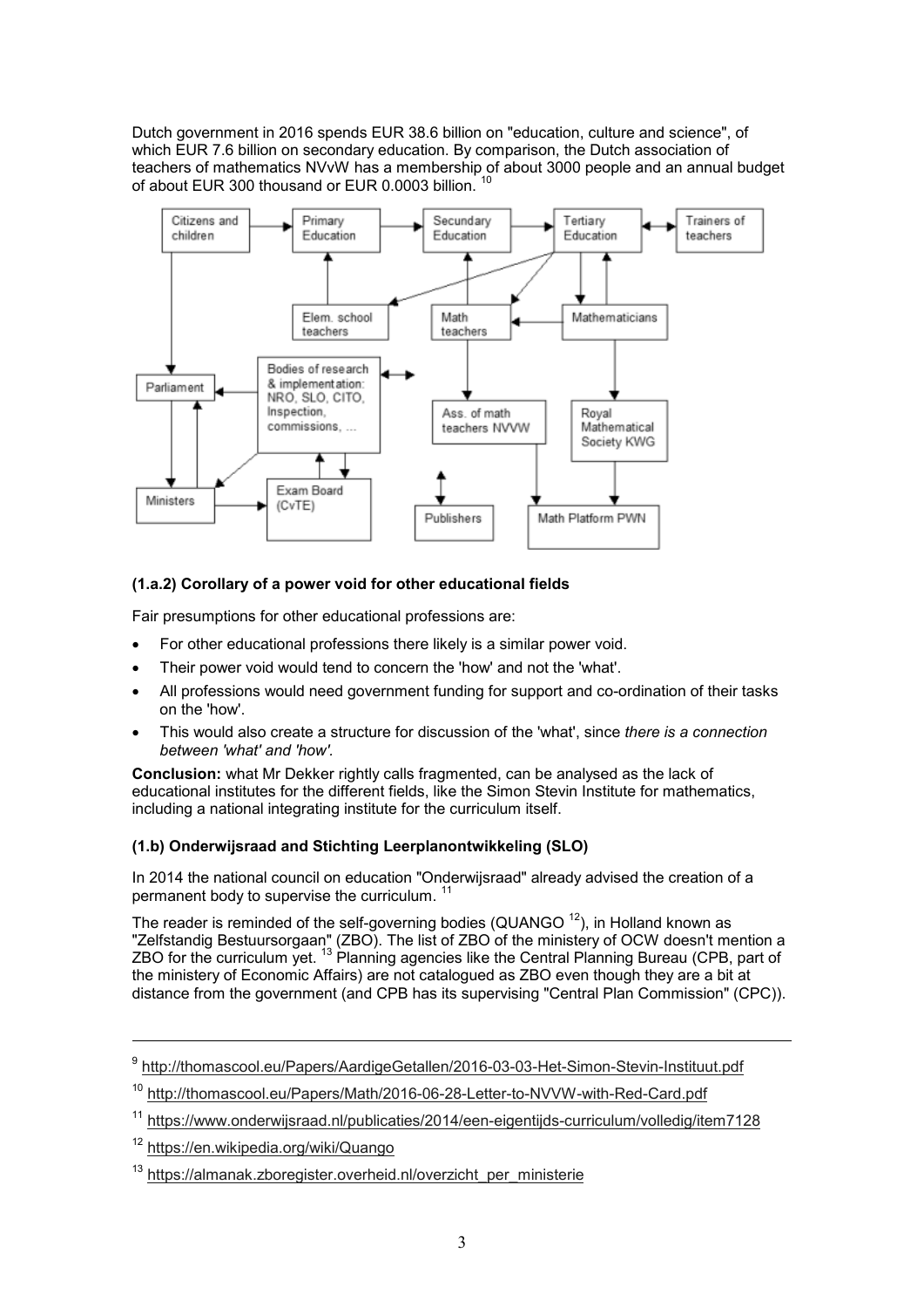Dutch government in 2016 spends EUR 38.6 billion on "education, culture and science", of which EUR 7.6 billion on secondary education. By comparison, the Dutch association of teachers of mathematics NVvW has a membership of about 3000 people and an annual budget of about EUR 300 thousand or EUR 0.0003 billion. [10]

Citizens and children | Primary Education | Secundary Education | Tertiary Education | Trainers of teachers | Elem. school teachers | Math teachers | Mathematicians | Parliament | Bodies of research & implementation: NRO, SLO, CITO, Inspection, commissions, ... | Ass. of math teachers NVVW | Royal Mathematical Society KWG | Ministers | Exam Board (CvTE) | Publishers | Math Platform PWN

### (1.a.2) Corollary of a power void for other educational fields

Fair presumptions for other educational professions are:

- For other educational professions there likely is a similar power void.
- Their power void would tend to concern the 'how' and not the 'what'.
- All professions would need government funding for support and co-ordination of their tasks on the 'how'.
- This would also create a structure for discussion of the 'what', since *there is a connection between 'what' and 'how'*.

**Conclusion:** what Mr Dekker rightly calls fragmented, can be analysed as the lack of educational institutes for the different fields, like the Simon Stevin Institute for mathematics, including a national integrating institute for the curriculum itself.

### (1.b) Onderwijsraad and Stichting Leerplanontwikkeling (SLO)

In 2014 the national council on education "Onderwijsraad" already advised the creation of a permanent body to supervise the curriculum. [11]

The reader is reminded of the self-governing bodies (QUANGO [12]), in Holland known as "Zelfstandig Bestuursorgaan" (ZBO). The list of ZBO of the ministery of OCW doesn't mention a ZBO for the curriculum yet. [13] Planning agencies like the Central Planning Bureau (CPB, part of the ministery of Economic Affairs) are not catalogued as ZBO even though they are a bit at distance from the government (and CPB has its supervising "Central Plan Commission" (CPC)).

---

[9] http://thomascool.eu/Papers/AardigeGetallen/2016-03-03-Het-Simon-Stevin-Instituut.pdf

[10] http://thomascool.eu/Papers/Math/2016-06-28-Letter-to-NVVW-with-Red-Card.pdf

[11] https://www.onderwijsraad.nl/publicaties/2014/een-eigentijds-curriculum/volledig/item7128

[12] https://en.wikipedia.org/wiki/Quango

[13] https://almanak.zboregister.overheid.nl/overzicht_per_ministerie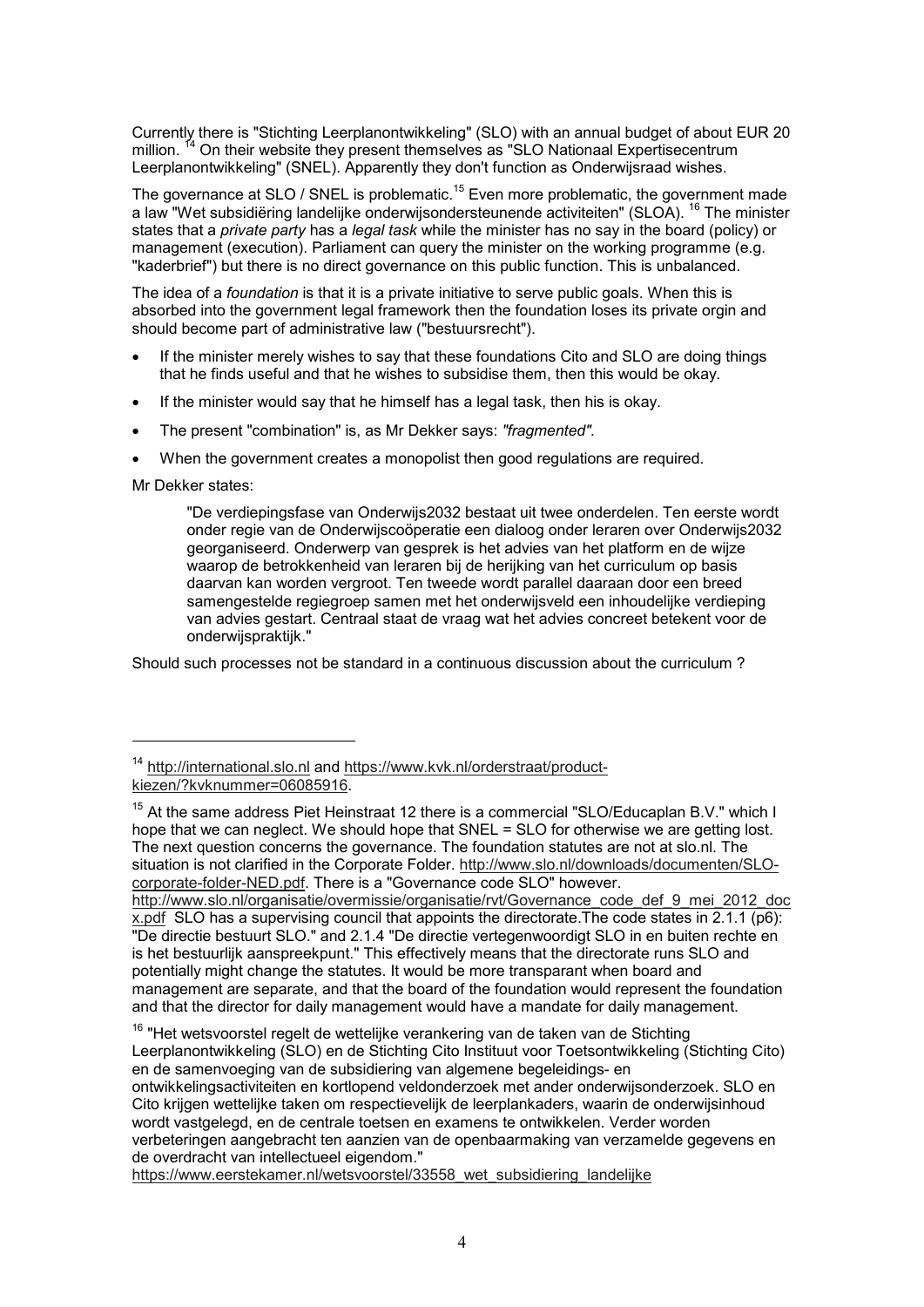Currently there is "Stichting Leerplanontwikkeling" (SLO) with an annual budget of about EUR 20 million. [14] On their website they present themselves as "SLO Nationaal Expertisecentrum Leerplanontwikkeling" (SNEL). Apparently they don't function as Onderwijsraad wishes.

The governance at SLO / SNEL is problematic.[15] Even more problematic, the government made a law "Wet subsidiëring landelijke onderwijsondersteunende activiteiten" (SLOA). [16] The minister states that a *private party* has a *legal task* while the minister has no say in the board (policy) or management (execution). Parliament can query the minister on the working programme (e.g. "kaderbrief") but there is no direct governance on this public function. This is unbalanced.

The idea of a *foundation* is that it is a private initiative to serve public goals. When this is absorbed into the government legal framework then the foundation loses its private orgin and should become part of administrative law ("bestuursrecht").

- If the minister merely wishes to say that these foundations Cito and SLO are doing things that he finds useful and that he wishes to subsidise them, then this would be okay.
- If the minister would say that he himself has a legal task, then his is okay.
- The present "combination" is, as Mr Dekker says: *"fragmented".*
- When the government creates a monopolist then good regulations are required.

Mr Dekker states:

> "De verdiepingsfase van Onderwijs2032 bestaat uit twee onderdelen. Ten eerste wordt onder regie van de Onderwijscoöperatie een dialoog onder leraren over Onderwijs2032 georganiseerd. Onderwerp van gesprek is het advies van het platform en de wijze waarop de betrokkenheid van leraren bij de herijking van het curriculum op basis daarvan kan worden vergroot. Ten tweede wordt parallel daaraan door een breed samengestelde regiegroep samen met het onderwijsveld een inhoudelijke verdieping van advies gestart. Centraal staat de vraag wat het advies concreet betekent voor de onderwijspraktijk."

Should such processes not be standard in a continuous discussion about the curriculum ?

---

[14] http://international.slo.nl and https://www.kvk.nl/orderstraat/product-kiezen/?kvknummer=06085916.

[15] At the same address Piet Heinstraat 12 there is a commercial "SLO/Educaplan B.V." which I hope that we can neglect. We should hope that SNEL = SLO for otherwise we are getting lost. The next question concerns the governance. The foundation statutes are not at slo.nl. The situation is not clarified in the Corporate Folder. http://www.slo.nl/downloads/documenten/SLO-corporate-folder-NED.pdf. There is a "Governance code SLO" however. http://www.slo.nl/organisatie/overmissie/organisatie/rvt/Governance_code_def_9_mei_2012_docx.pdf SLO has a supervising council that appoints the directorate.The code states in 2.1.1 (p6): "De directie bestuurt SLO." and 2.1.4 "De directie vertegenwoordigt SLO in en buiten rechte en is het bestuurlijk aanspreekpunt." This effectively means that the directorate runs SLO and potentially might change the statutes. It would be more transparant when board and management are separate, and that the board of the foundation would represent the foundation and that the director for daily management would have a mandate for daily management.

[16] "Het wetsvoorstel regelt de wettelijke verankering van de taken van de Stichting Leerplanontwikkeling (SLO) en de Stichting Cito Instituut voor Toetsontwikkeling (Stichting Cito) en de samenvoeging van de subsidiering van algemene begeleidings- en ontwikkelingsactiviteiten en kortlopend veldonderzoek met ander onderwijsonderzoek. SLO en Cito krijgen wettelijke taken om respectievelijk de leerplankaders, waarin de onderwijsinhoud wordt vastgelegd, en de centrale toetsen en examens te ontwikkelen. Verder worden verbeteringen aangebracht ten aanzien van de openbaarmaking van verzamelde gegevens en de overdracht van intellectueel eigendom." https://www.eerstekamer.nl/wetsvoorstel/33558_wet_subsidiering_landelijke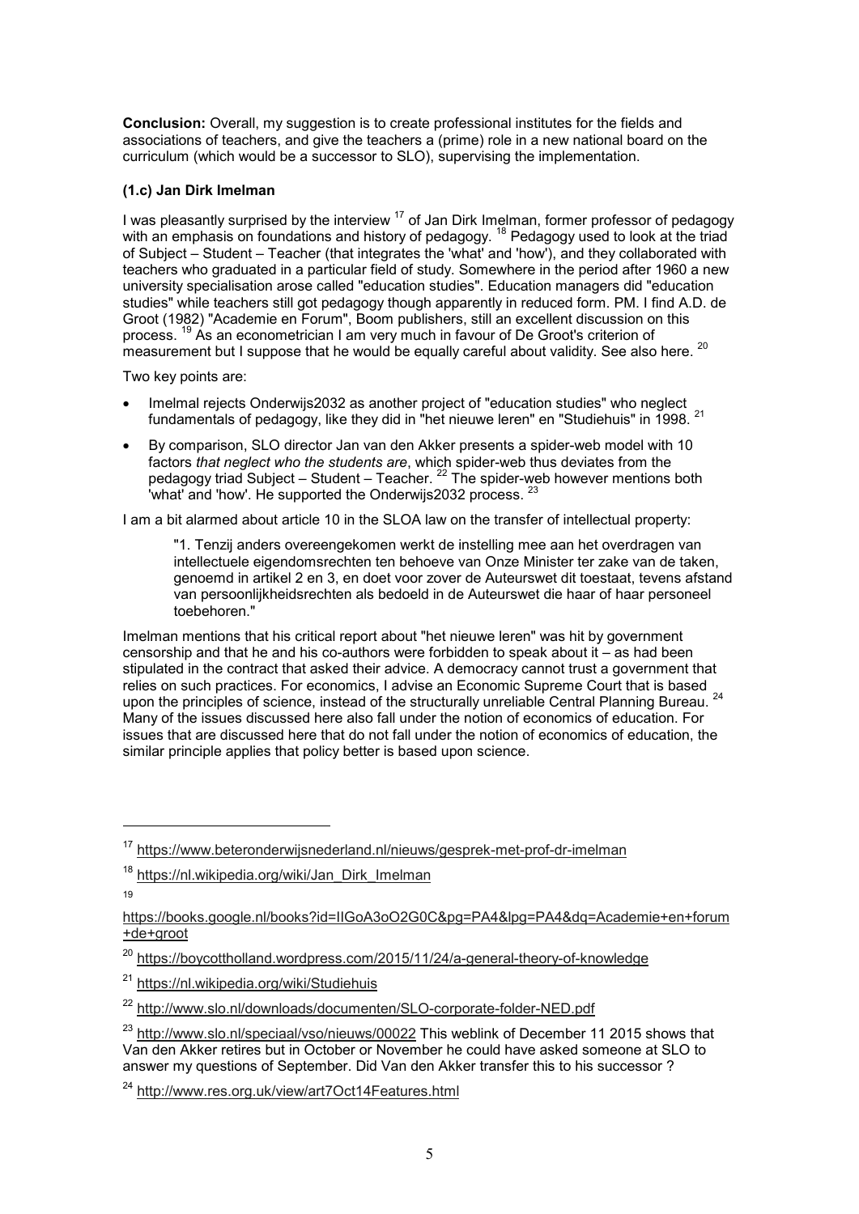**Conclusion:** Overall, my suggestion is to create professional institutes for the fields and associations of teachers, and give the teachers a (prime) role in a new national board on the curriculum (which would be a successor to SLO), supervising the implementation.

### (1.c) Jan Dirk Imelman

I was pleasantly surprised by the interview [17] of Jan Dirk Imelman, former professor of pedagogy with an emphasis on foundations and history of pedagogy. [18] Pedagogy used to look at the triad of Subject – Student – Teacher (that integrates the 'what' and 'how'), and they collaborated with teachers who graduated in a particular field of study. Somewhere in the period after 1960 a new university specialisation arose called "education studies". Education managers did "education studies" while teachers still got pedagogy though apparently in reduced form. PM. I find A.D. de Groot (1982) "Academie en Forum", Boom publishers, still an excellent discussion on this process. [19] As an econometrician I am very much in favour of De Groot's criterion of measurement but I suppose that he would be equally careful about validity. See also here. [20]

Two key points are:

- Imelmal rejects Onderwijs2032 as another project of "education studies" who neglect fundamentals of pedagogy, like they did in "het nieuwe leren" en "Studiehuis" in 1998. [21]
- By comparison, SLO director Jan van den Akker presents a spider-web model with 10 factors *that neglect who the students are*, which spider-web thus deviates from the pedagogy triad Subject – Student – Teacher. [22] The spider-web however mentions both 'what' and 'how'. He supported the Onderwijs2032 process. [23]

I am a bit alarmed about article 10 in the SLOA law on the transfer of intellectual property:

> "1. Tenzij anders overeengekomen werkt de instelling mee aan het overdragen van intellectuele eigendomsrechten ten behoeve van Onze Minister ter zake van de taken, genoemd in artikel 2 en 3, en doet voor zover de Auteurswet dit toestaat, tevens afstand van persoonlijkheidsrechten als bedoeld in de Auteurswet die haar of haar personeel toebehoren."

Imelman mentions that his critical report about "het nieuwe leren" was hit by government censorship and that he and his co-authors were forbidden to speak about it – as had been stipulated in the contract that asked their advice. A democracy cannot trust a government that relies on such practices. For economics, I advise an Economic Supreme Court that is based upon the principles of science, instead of the structurally unreliable Central Planning Bureau. [24] Many of the issues discussed here also fall under the notion of economics of education. For issues that are discussed here that do not fall under the notion of economics of education, the similar principle applies that policy better is based upon science.

---

[17] https://www.beteronderwijsnederland.nl/nieuws/gesprek-met-prof-dr-imelman

[18] https://nl.wikipedia.org/wiki/Jan_Dirk_Imelman

[19] https://books.google.nl/books?id=IIGoA3oO2G0C&pg=PA4&lpg=PA4&dq=Academie+en+forum+de+groot

[20] https://boycottholland.wordpress.com/2015/11/24/a-general-theory-of-knowledge

[21] https://nl.wikipedia.org/wiki/Studiehuis

[22] http://www.slo.nl/downloads/documenten/SLO-corporate-folder-NED.pdf

[23] http://www.slo.nl/speciaal/vso/nieuws/00022 This weblink of December 11 2015 shows that Van den Akker retires but in October or November he could have asked someone at SLO to answer my questions of September. Did Van den Akker transfer this to his successor ?

[24] http://www.res.org.uk/view/art7Oct14Features.html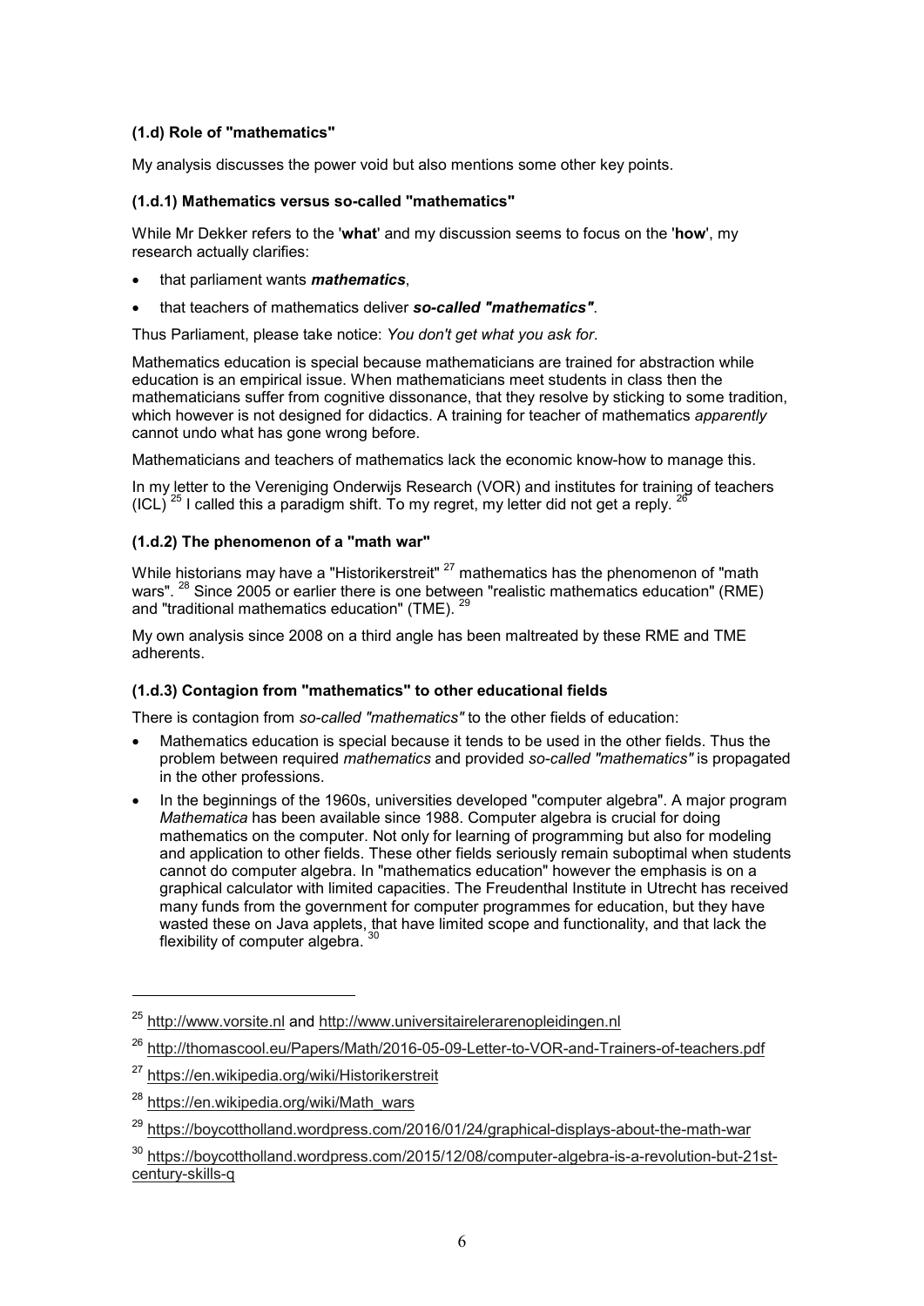### (1.d) Role of "mathematics"

My analysis discusses the power void but also mentions some other key points.

#### (1.d.1) Mathematics versus so-called "mathematics"

While Mr Dekker refers to the '**what**' and my discussion seems to focus on the '**how**', my research actually clarifies:

- that parliament wants ***mathematics***,
- that teachers of mathematics deliver ***so-called "mathematics"***.

Thus Parliament, please take notice: *You don't get what you ask for*.

Mathematics education is special because mathematicians are trained for abstraction while education is an empirical issue. When mathematicians meet students in class then the mathematicians suffer from cognitive dissonance, that they resolve by sticking to some tradition, which however is not designed for didactics. A training for teacher of mathematics *apparently* cannot undo what has gone wrong before.

Mathematicians and teachers of mathematics lack the economic know-how to manage this.

In my letter to the Vereniging Onderwijs Research (VOR) and institutes for training of teachers (ICL) [25] I called this a paradigm shift. To my regret, my letter did not get a reply. [26]

#### (1.d.2) The phenomenon of a "math war"

While historians may have a "Historikerstreit" [27] mathematics has the phenomenon of "math wars". [28] Since 2005 or earlier there is one between "realistic mathematics education" (RME) and "traditional mathematics education" (TME). [29]

My own analysis since 2008 on a third angle has been maltreated by these RME and TME adherents.

#### (1.d.3) Contagion from "mathematics" to other educational fields

There is contagion from *so-called "mathematics"* to the other fields of education:

- Mathematics education is special because it tends to be used in the other fields. Thus the problem between required *mathematics* and provided *so-called "mathematics"* is propagated in the other professions.
- In the beginnings of the 1960s, universities developed "computer algebra". A major program *Mathematica* has been available since 1988. Computer algebra is crucial for doing mathematics on the computer. Not only for learning of programming but also for modeling and application to other fields. These other fields seriously remain suboptimal when students cannot do computer algebra. In "mathematics education" however the emphasis is on a graphical calculator with limited capacities. The Freudenthal Institute in Utrecht has received many funds from the government for computer programmes for education, but they have wasted these on Java applets, that have limited scope and functionality, and that lack the flexibility of computer algebra. [30]

---

[25] http://www.vorsite.nl and http://www.universitairelerarenopleidingen.nl

[26] http://thomascool.eu/Papers/Math/2016-05-09-Letter-to-VOR-and-Trainers-of-teachers.pdf

[27] https://en.wikipedia.org/wiki/Historikerstreit

[28] https://en.wikipedia.org/wiki/Math_wars

[29] https://boycottholland.wordpress.com/2016/01/24/graphical-displays-about-the-math-war

[30] https://boycottholland.wordpress.com/2015/12/08/computer-algebra-is-a-revolution-but-21st-century-skills-q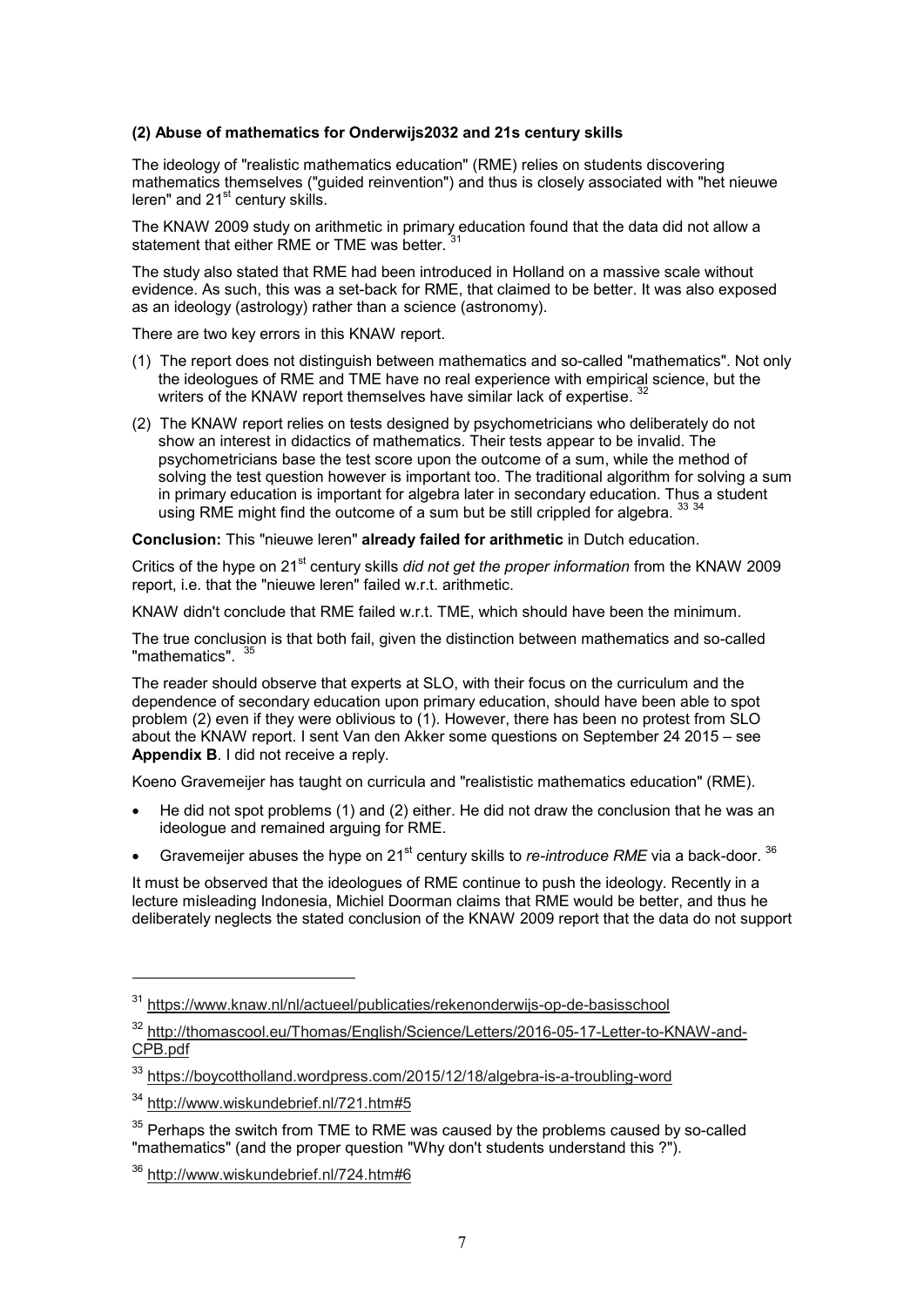**(2) Abuse of mathematics for Onderwijs2032 and 21s century skills**

The ideology of "realistic mathematics education" (RME) relies on students discovering mathematics themselves ("guided reinvention") and thus is closely associated with "het nieuwe leren" and 21st century skills.

The KNAW 2009 study on arithmetic in primary education found that the data did not allow a statement that either RME or TME was better. [31]

The study also stated that RME had been introduced in Holland on a massive scale without evidence. As such, this was a set-back for RME, that claimed to be better. It was also exposed as an ideology (astrology) rather than a science (astronomy).

There are two key errors in this KNAW report.

(1) The report does not distinguish between mathematics and so-called "mathematics". Not only the ideologues of RME and TME have no real experience with empirical science, but the writers of the KNAW report themselves have similar lack of expertise. [32]

(2) The KNAW report relies on tests designed by psychometricians who deliberately do not show an interest in didactics of mathematics. Their tests appear to be invalid. The psychometricians base the test score upon the outcome of a sum, while the method of solving the test question however is important too. The traditional algorithm for solving a sum in primary education is important for algebra later in secondary education. Thus a student using RME might find the outcome of a sum but be still crippled for algebra. [33] [34]

**Conclusion:** This "nieuwe leren" **already failed for arithmetic** in Dutch education.

Critics of the hype on 21st century skills *did not get the proper information* from the KNAW 2009 report, i.e. that the "nieuwe leren" failed w.r.t. arithmetic.

KNAW didn't conclude that RME failed w.r.t. TME, which should have been the minimum.

The true conclusion is that both fail, given the distinction between mathematics and so-called "mathematics". [35]

The reader should observe that experts at SLO, with their focus on the curriculum and the dependence of secondary education upon primary education, should have been able to spot problem (2) even if they were oblivious to (1). However, there has been no protest from SLO about the KNAW report. I sent Van den Akker some questions on September 24 2015 – see **Appendix B**. I did not receive a reply.

Koeno Gravemeijer has taught on curricula and "realistic mathematics education" (RME).

- He did not spot problems (1) and (2) either. He did not draw the conclusion that he was an ideologue and remained arguing for RME.
- Gravemeijer abuses the hype on 21st century skills to *re-introduce RME* via a back-door. [36]

It must be observed that the ideologues of RME continue to push the ideology. Recently in a lecture misleading Indonesia, Michiel Doorman claims that RME would be better, and thus he deliberately neglects the stated conclusion of the KNAW 2009 report that the data do not support

---

[31] https://www.knaw.nl/nl/actueel/publicaties/rekenonderwijs-op-de-basisschool

[32] http://thomascool.eu/Thomas/English/Science/Letters/2016-05-17-Letter-to-KNAW-and-CPB.pdf

[33] https://boycottholland.wordpress.com/2015/12/18/algebra-is-a-troubling-word

[34] http://www.wiskundebrief.nl/721.htm#5

[35] Perhaps the switch from TME to RME was caused by the problems caused by so-called "mathematics" (and the proper question "Why don't students understand this ?").

[36] http://www.wiskundebrief.nl/724.htm#6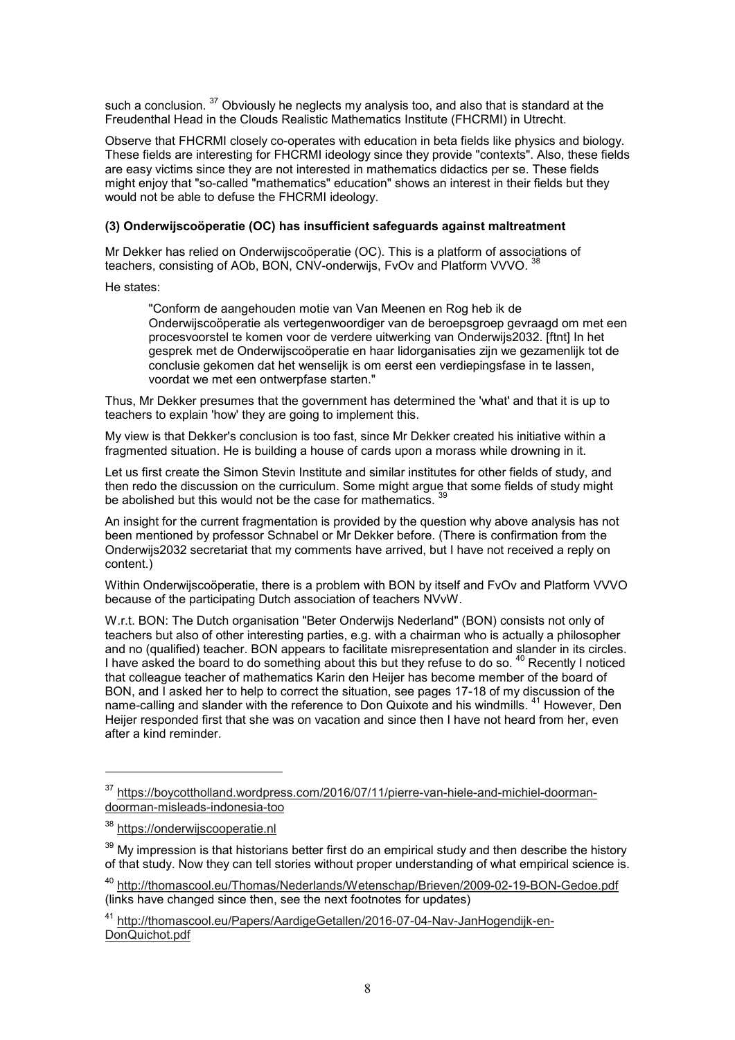such a conclusion. [37] Obviously he neglects my analysis too, and also that is standard at the Freudenthal Head in the Clouds Realistic Mathematics Institute (FHCRMI) in Utrecht.

Observe that FHCRMI closely co-operates with education in beta fields like physics and biology. These fields are interesting for FHCRMI ideology since they provide "contexts". Also, these fields are easy victims since they are not interested in mathematics didactics per se. These fields might enjoy that "so-called "mathematics" education" shows an interest in their fields but they would not be able to defuse the FHCRMI ideology.

### (3) Onderwijscoöperatie (OC) has insufficient safeguards against maltreatment

Mr Dekker has relied on Onderwijscoöperatie (OC). This is a platform of associations of teachers, consisting of AOb, BON, CNV-onderwijs, FvOv and Platform VVVO. [38]

He states:

> "Conform de aangehouden motie van Van Meenen en Rog heb ik de Onderwijscoöperatie als vertegenwoordiger van de beroepsgroep gevraagd om met een procesvoorstel te komen voor de verdere uitwerking van Onderwijs2032. [ftnt] In het gesprek met de Onderwijscoöperatie en haar lidorganisaties zijn we gezamenlijk tot de conclusie gekomen dat het wenselijk is om eerst een verdiepingsfase in te lassen, voordat we met een ontwerpfase starten."

Thus, Mr Dekker presumes that the government has determined the 'what' and that it is up to teachers to explain 'how' they are going to implement this.

My view is that Dekker's conclusion is too fast, since Mr Dekker created his initiative within a fragmented situation. He is building a house of cards upon a morass while drowning in it.

Let us first create the Simon Stevin Institute and similar institutes for other fields of study, and then redo the discussion on the curriculum. Some might argue that some fields of study might be abolished but this would not be the case for mathematics. [39]

An insight for the current fragmentation is provided by the question why above analysis has not been mentioned by professor Schnabel or Mr Dekker before. (There is confirmation from the Onderwijs2032 secretariat that my comments have arrived, but I have not received a reply on content.)

Within Onderwijscoöperatie, there is a problem with BON by itself and FvOv and Platform VVVO because of the participating Dutch association of teachers NVvW.

W.r.t. BON: The Dutch organisation "Beter Onderwijs Nederland" (BON) consists not only of teachers but also of other interesting parties, e.g. with a chairman who is actually a philosopher and no (qualified) teacher. BON appears to facilitate misrepresentation and slander in its circles. I have asked the board to do something about this but they refuse to do so. [40] Recently I noticed that colleague teacher of mathematics Karin den Heijer has become member of the board of BON, and I asked her to help to correct the situation, see pages 17-18 of my discussion of the name-calling and slander with the reference to Don Quixote and his windmills. [41] However, Den Heijer responded first that she was on vacation and since then I have not heard from her, even after a kind reminder.

---

[37] https://boycottholland.wordpress.com/2016/07/11/pierre-van-hiele-and-michiel-doorman-doorman-misleads-indonesia-too

[38] https://onderwijscooperatie.nl

[39] My impression is that historians better first do an empirical study and then describe the history of that study. Now they can tell stories without proper understanding of what empirical science is.

[40] http://thomascool.eu/Thomas/Nederlands/Wetenschap/Brieven/2009-02-19-BON-Gedoe.pdf (links have changed since then, see the next footnotes for updates)

[41] http://thomascool.eu/Papers/AardigeGetallen/2016-07-04-Nav-JanHogendijk-en-DonQuichot.pdf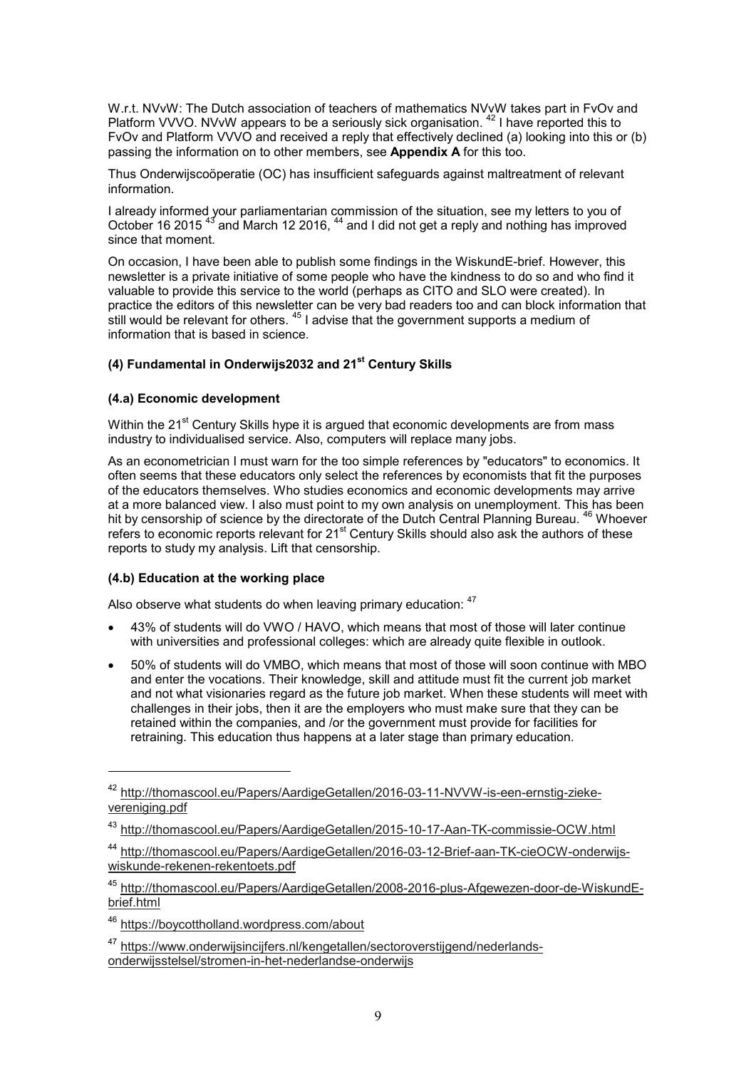W.r.t. NVvW: The Dutch association of teachers of mathematics NVvW takes part in FvOv and Platform VVVO. NVvW appears to be a seriously sick organisation. [42] I have reported this to FvOv and Platform VVVO and received a reply that effectively declined (a) looking into this or (b) passing the information on to other members, see **Appendix A** for this too.

Thus Onderwijscoöperatie (OC) has insufficient safeguards against maltreatment of relevant information.

I already informed your parliamentarian commission of the situation, see my letters to you of October 16 2015 [43] and March 12 2016, [44] and I did not get a reply and nothing has improved since that moment.

On occasion, I have been able to publish some findings in the WiskundE-brief. However, this newsletter is a private initiative of some people who have the kindness to do so and who find it valuable to provide this service to the world (perhaps as CITO and SLO were created). In practice the editors of this newsletter can be very bad readers too and can block information that still would be relevant for others. [45] I advise that the government supports a medium of information that is based in science.

### (4) Fundamental in Onderwijs2032 and 21st Century Skills

#### (4.a) Economic development

Within the 21st Century Skills hype it is argued that economic developments are from mass industry to individualised service. Also, computers will replace many jobs.

As an econometrician I must warn for the too simple references by "educators" to economics. It often seems that these educators only select the references by economists that fit the purposes of the educators themselves. Who studies economics and economic developments may arrive at a more balanced view. I also must point to my own analysis on unemployment. This has been hit by censorship of science by the directorate of the Dutch Central Planning Bureau. [46] Whoever refers to economic reports relevant for 21st Century Skills should also ask the authors of these reports to study my analysis. Lift that censorship.

#### (4.b) Education at the working place

Also observe what students do when leaving primary education: [47]

- 43% of students will do VWO / HAVO, which means that most of those will later continue with universities and professional colleges: which are already quite flexible in outlook.
- 50% of students will do VMBO, which means that most of those will soon continue with MBO and enter the vocations. Their knowledge, skill and attitude must fit the current job market and not what visionaries regard as the future job market. When these students will meet with challenges in their jobs, then it are the employers who must make sure that they can be retained within the companies, and /or the government must provide for facilities for retraining. This education thus happens at a later stage than primary education.

---

[42] http://thomascool.eu/Papers/AardigeGetallen/2016-03-11-NVVW-is-een-ernstig-zieke-vereniging.pdf

[43] http://thomascool.eu/Papers/AardigeGetallen/2015-10-17-Aan-TK-commissie-OCW.html

[44] http://thomascool.eu/Papers/AardigeGetallen/2016-03-12-Brief-aan-TK-cieOCW-onderwijs-wiskunde-rekenen-rekentoets.pdf

[45] http://thomascool.eu/Papers/AardigeGetallen/2008-2016-plus-Afgewezen-door-de-WiskundE-brief.html

[46] https://boycottholland.wordpress.com/about

[47] https://www.onderwijsincijfers.nl/kengetallen/sectoroverstijgend/nederlands-onderwijsstelsel/stromen-in-het-nederlandse-onderwijs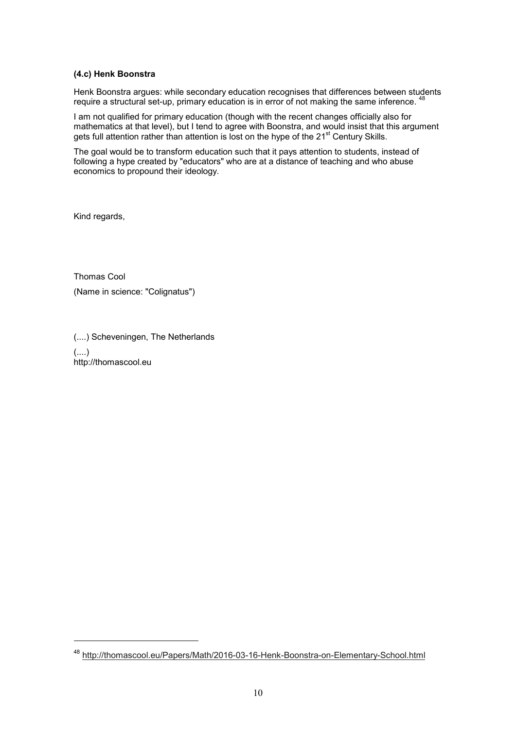### (4.c) Henk Boonstra

Henk Boonstra argues: while secondary education recognises that differences between students require a structural set-up, primary education is in error of not making the same inference. [48]

I am not qualified for primary education (though with the recent changes officially also for mathematics at that level), but I tend to agree with Boonstra, and would insist that this argument gets full attention rather than attention is lost on the hype of the 21st Century Skills.

The goal would be to transform education such that it pays attention to students, instead of following a hype created by "educators" who are at a distance of teaching and who abuse economics to propound their ideology.

Kind regards,

Thomas Cool

(Name in science: "Colignatus")

(....) Scheveningen, The Netherlands

(....)
http://thomascool.eu

---

[48] http://thomascool.eu/Papers/Math/2016-03-16-Henk-Boonstra-on-Elementary-School.html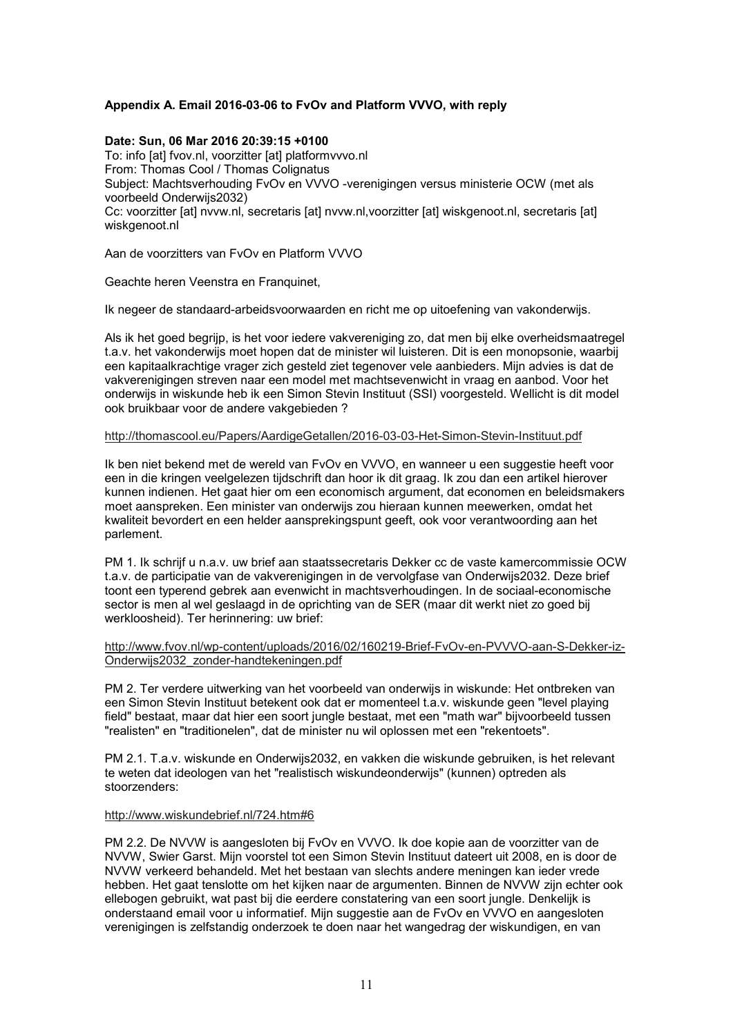### Appendix A. Email 2016-03-06 to FvOv and Platform VVVO, with reply

**Date: Sun, 06 Mar 2016 20:39:15 +0100**
To: info [at] fvov.nl, voorzitter [at] platformvvvo.nl
From: Thomas Cool / Thomas Colignatus
Subject: Machtsverhouding FvOv en VVVO -verenigingen versus ministerie OCW (met als voorbeeld Onderwijs2032)
Cc: voorzitter [at] nvvw.nl, secretaris [at] nvvw.nl,voorzitter [at] wiskgenoot.nl, secretaris [at] wiskgenoot.nl

Aan de voorzitters van FvOv en Platform VVVO

Geachte heren Veenstra en Franquinet,

Ik negeer de standaard-arbeidsvoorwaarden en richt me op uitoefening van vakonderwijs.

Als ik het goed begrijp, is het voor iedere vakvereniging zo, dat men bij elke overheidsmaatregel t.a.v. het vakonderwijs moet hopen dat de minister wil luisteren. Dit is een monopsonie, waarbij een kapitaalkrachtige vrager zich gesteld ziet tegenover vele aanbieders. Mijn advies is dat de vakverenigingen streven naar een model met machtsevenwicht in vraag en aanbod. Voor het onderwijs in wiskunde heb ik een Simon Stevin Instituut (SSI) voorgesteld. Wellicht is dit model ook bruikbaar voor de andere vakgebieden ?

http://thomascool.eu/Papers/AardigeGetallen/2016-03-03-Het-Simon-Stevin-Instituut.pdf

Ik ben niet bekend met de wereld van FvOv en VVVO, en wanneer u een suggestie heeft voor een in die kringen veelgelezen tijdschrift dan hoor ik dit graag. Ik zou dan een artikel hierover kunnen indienen. Het gaat hier om een economisch argument, dat economen en beleidsmakers moet aanspreken. Een minister van onderwijs zou hieraan kunnen meewerken, omdat het kwaliteit bevordert en een helder aanspreekpunt geeft, ook voor verantwoording aan het parlement.

PM 1. Ik schrijf u n.a.v. uw brief aan staatssecretaris Dekker cc de vaste kamercommissie OCW t.a.v. de participatie van de vakverenigingen in de vervolgfase van Onderwijs2032. Deze brief toont een typerend gebrek aan evenwicht in machtsverhoudingen. In de sociaal-economische sector is men al wel geslaagd in de oprichting van de SER (maar dit werkt niet zo goed bij werkloosheid). Ter herinnering: uw brief:

http://www.fvov.nl/wp-content/uploads/2016/02/160219-Brief-FvOv-en-PVVVO-aan-S-Dekker-iz-Onderwijs2032_zonder-handtekeningen.pdf

PM 2. Ter verdere uitwerking van het voorbeeld van onderwijs in wiskunde: Het ontbreken van een Simon Stevin Instituut betekent ook dat er momenteel t.a.v. wiskunde geen "level playing field" bestaat, maar dat hier een soort jungle bestaat, met een "math war" bijvoorbeeld tussen "realisten" en "traditionelen", dat de minister nu wil oplossen met een "rekentoets".

PM 2.1. T.a.v. wiskunde en Onderwijs2032, en vakken die wiskunde gebruiken, is het relevant te weten dat ideologen van het "realistisch wiskundeonderwijs" (kunnen) optreden als stoorzenders:

http://www.wiskundebrief.nl/724.htm#6

PM 2.2. De NVVW is aangesloten bij FvOv en VVVO. Ik doe kopie aan de voorzitter van de NVVW, Swier Garst. Mijn voorstel tot een Simon Stevin Instituut dateert uit 2008, en is door de NVVW verkeerd behandeld. Met het bestaan van slechts andere meningen kan ieder vrede hebben. Het gaat tenslotte om het kijken naar de argumenten. Binnen de NVVW zijn echter ook ellebogen gebruikt, wat past bij die eerdere constatering van een soort jungle. Denkelijk is onderstaand email voor u informatief. Mijn suggestie aan de FvOv en VVVO en aangesloten verenigingen is zelfstandig onderzoek te doen naar het wangedrag der wiskundigen, en van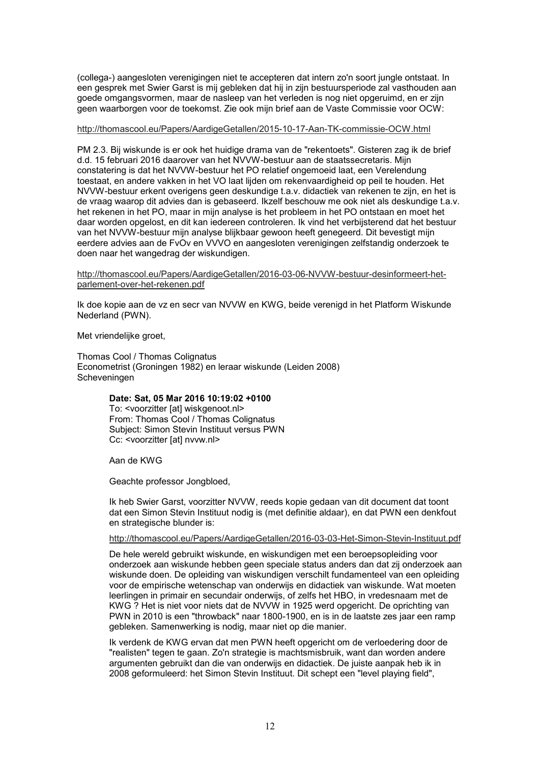(collega-) aangesloten verenigingen niet te accepteren dat intern zo'n soort jungle ontstaat. In een gesprek met Swier Garst is mij gebleken dat hij in zijn bestuursperiode zal vasthouden aan goede omgangsvormen, maar de nasleep van het verleden is nog niet opgeruimd, en er zijn geen waarborgen voor de toekomst. Zie ook mijn brief aan de Vaste Commissie voor OCW:

http://thomascool.eu/Papers/AardigeGetallen/2015-10-17-Aan-TK-commissie-OCW.html

PM 2.3. Bij wiskunde is er ook het huidige drama van de "rekentoets". Gisteren zag ik de brief d.d. 15 februari 2016 daarover van het NVVW-bestuur aan de staatssecretaris. Mijn constatering is dat het NVVW-bestuur het PO relatief ongemoeid laat, een Verelendung toestaat, en andere vakken in het VO laat lijden om rekenvaardigheid op peil te houden. Het NVVW-bestuur erkent overigens geen deskundige t.a.v. didactiek van rekenen te zijn, en het is de vraag waarop dit advies dan is gebaseerd. Ikzelf beschouw me ook niet als deskundige t.a.v. het rekenen in het PO, maar in mijn analyse is het probleem in het PO ontstaan en moet het daar worden opgelost, en dit kan iedereen controleren. Ik vind het verbijsterend dat het bestuur van het NVVW-bestuur mijn analyse blijkbaar gewoon heeft genegeerd. Dit bevestigt mijn eerdere advies aan de FvOv en VVVO en aangesloten verenigingen zelfstandig onderzoek te doen naar het wangedrag der wiskundigen.

http://thomascool.eu/Papers/AardigeGetallen/2016-03-06-NVVW-bestuur-desinformeert-het-parlement-over-het-rekenen.pdf

Ik doe kopie aan de vz en secr van NVVW en KWG, beide verenigd in het Platform Wiskunde Nederland (PWN).

Met vriendelijke groet,

Thomas Cool / Thomas Colignatus
Econometrist (Groningen 1982) en leraar wiskunde (Leiden 2008)
Scheveningen

> **Date: Sat, 05 Mar 2016 10:19:02 +0100**
> To: <voorzitter [at] wiskgenoot.nl>
> From: Thomas Cool / Thomas Colignatus
> Subject: Simon Stevin Instituut versus PWN
> Cc: <voorzitter [at] nvvw.nl>
>
> Aan de KWG
>
> Geachte professor Jongbloed,
>
> Ik heb Swier Garst, voorzitter NVVW, reeds kopie gedaan van dit document dat toont dat een Simon Stevin Instituut nodig is (met definitie aldaar), en dat PWN een denkfout en strategische blunder is:
>
> http://thomascool.eu/Papers/AardigeGetallen/2016-03-03-Het-Simon-Stevin-Instituut.pdf
>
> De hele wereld gebruikt wiskunde, en wiskundigen met een beroepsopleiding voor onderzoek aan wiskunde hebben geen speciale status anders dan dat zij onderzoek aan wiskunde doen. De opleiding van wiskundigen verschilt fundamenteel van een opleiding voor de empirische wetenschap van onderwijs en didactiek van wiskunde. Wat moeten leerlingen in primair en secundair onderwijs, of zelfs het HBO, in vredesnaam met de KWG ? Het is niet voor niets dat de NVVW in 1925 werd opgericht. De oprichting van PWN in 2010 is een "throwback" naar 1800-1900, en is in de laatste zes jaar een ramp gebleken. Samenwerking is nodig, maar niet op die manier.
>
> Ik verdenk de KWG ervan dat men PWN heeft opgericht om de verloedering door de "realisten" tegen te gaan. Zo'n strategie is machtsmisbruik, want dan worden andere argumenten gebruikt dan die van onderwijs en didactiek. De juiste aanpak heb ik in 2008 geformuleerd: het Simon Stevin Instituut. Dit schept een "level playing field",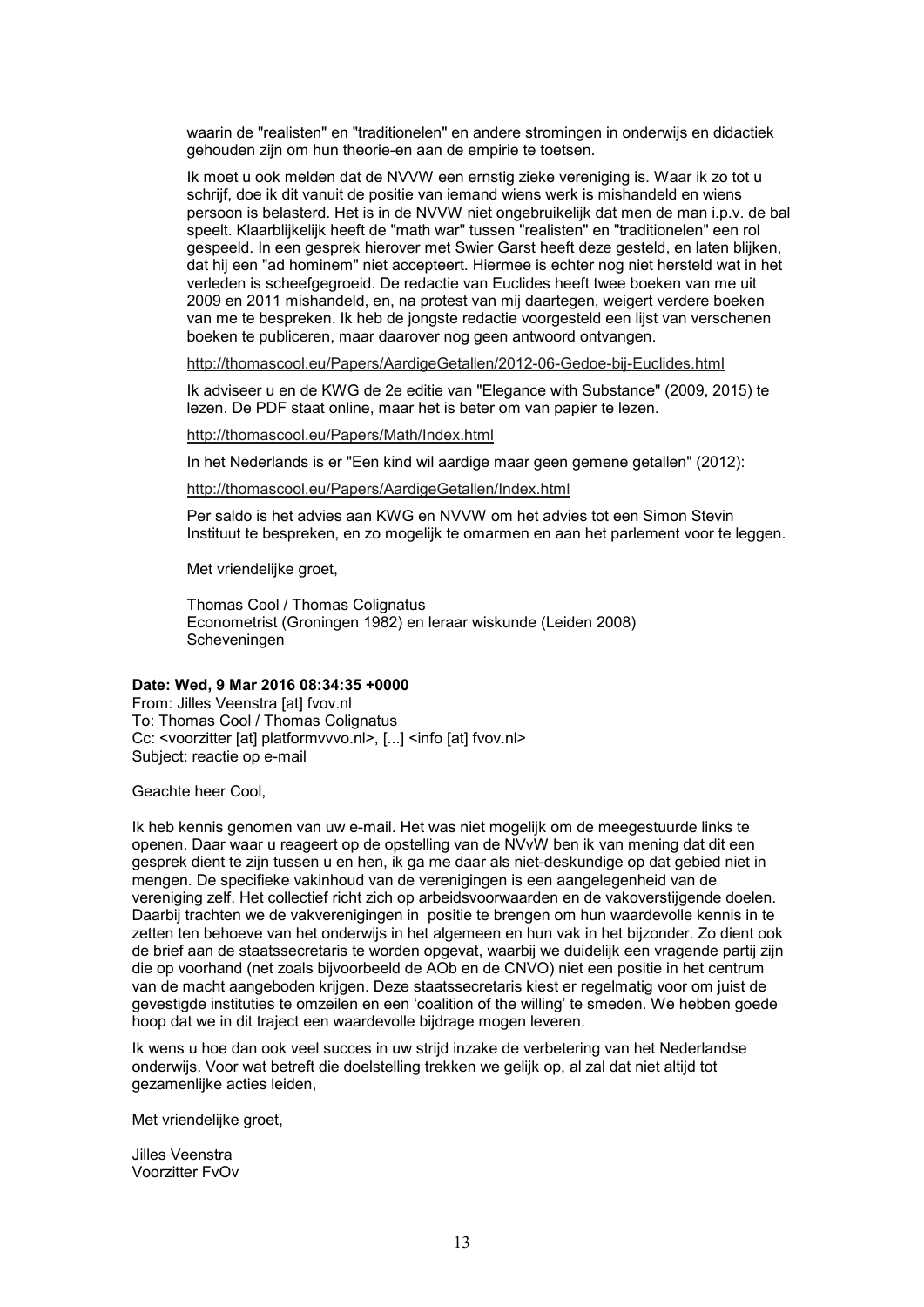waarin de "realisten" en "traditionelen" en andere stromingen in onderwijs en didactiek gehouden zijn om hun theorie-en aan de empirie te toetsen.

Ik moet u ook melden dat de NVVW een ernstig zieke vereniging is. Waar ik zo tot u schrijf, doe ik dit vanuit de positie van iemand wiens werk is mishandeld en wiens persoon is belasterd. Het is in de NVVW niet ongebruikelijk dat men de man i.p.v. de bal speelt. Klaarblijkelijk heeft de "math war" tussen "realisten" en "traditionelen" een rol gespeeld. In een gesprek hierover met Swier Garst heeft deze gesteld, en laten blijken, dat hij een "ad hominem" niet accepteert. Hiermee is echter nog niet hersteld wat in het verleden is scheefgegroeid. De redactie van Euclides heeft twee boeken van me uit 2009 en 2011 mishandeld, en, na protest van mij daartegen, weigert verdere boeken van me te bespreken. Ik heb de jongste redactie voorgesteld een lijst van verschenen boeken te publiceren, maar daarover nog geen antwoord ontvangen.

http://thomascool.eu/Papers/AardigeGetallen/2012-06-Gedoe-bij-Euclides.html

Ik adviseer u en de KWG de 2e editie van "Elegance with Substance" (2009, 2015) te lezen. De PDF staat online, maar het is beter om van papier te lezen.

http://thomascool.eu/Papers/Math/Index.html

In het Nederlands is er "Een kind wil aardige maar geen gemene getallen" (2012):

http://thomascool.eu/Papers/AardigeGetallen/Index.html

Per saldo is het advies aan KWG en NVVW om het advies tot een Simon Stevin Instituut te bespreken, en zo mogelijk te omarmen en aan het parlement voor te leggen.

Met vriendelijke groet,

Thomas Cool / Thomas Colignatus
Econometrist (Groningen 1982) en leraar wiskunde (Leiden 2008)
Scheveningen

**Date: Wed, 9 Mar 2016 08:34:35 +0000**
From: Jilles Veenstra [at] fvov.nl
To: Thomas Cool / Thomas Colignatus
Cc: <voorzitter [at] platformvvvo.nl>, [...] <info [at] fvov.nl>
Subject: reactie op e-mail

Geachte heer Cool,

Ik heb kennis genomen van uw e-mail. Het was niet mogelijk om de meegestuurde links te openen. Daar waar u reageert op de opstelling van de NVvW ben ik van mening dat dit een gesprek dient te zijn tussen u en hen, ik ga me daar als niet-deskundige op dat gebied niet in mengen. De specifieke vakinhoud van de verenigingen is een aangelegenheid van de vereniging zelf. Het collectief richt zich op arbeidsvoorwaarden en de vakoverstijgende doelen. Daarbij trachten we de vakverenigingen in positie te brengen om hun waardevolle kennis in te zetten ten behoeve van het onderwijs in het algemeen en hun vak in het bijzonder. Zo dient ook de brief aan de staatssecretaris te worden opgevat, waarbij we duidelijk een vragende partij zijn die op voorhand (net zoals bijvoorbeeld de AOb en de CNVO) niet een positie in het centrum van de macht aangeboden krijgen. Deze staatssecretaris kiest er regelmatig voor om juist de gevestigde instituties te omzeilen en een 'coalition of the willing' te smeden. We hebben goede hoop dat we in dit traject een waardevolle bijdrage mogen leveren.

Ik wens u hoe dan ook veel succes in uw strijd inzake de verbetering van het Nederlandse onderwijs. Voor wat betreft die doelstelling trekken we gelijk op, al zal dat niet altijd tot gezamenlijke acties leiden,

Met vriendelijke groet,

Jilles Veenstra
Voorzitter FvOv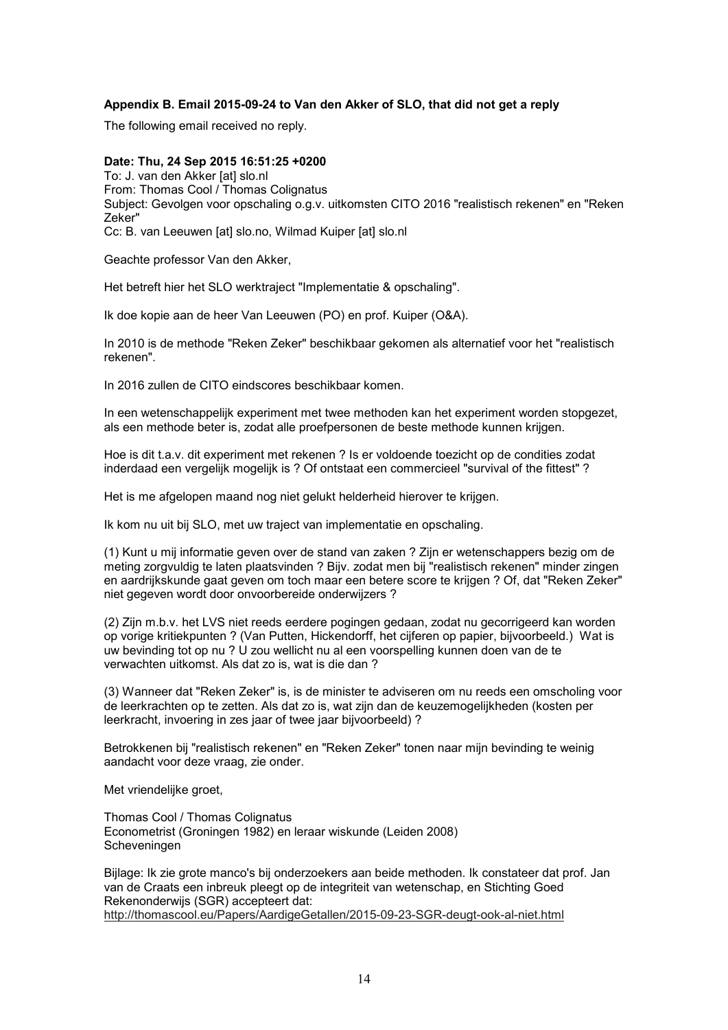**Appendix B. Email 2015-09-24 to Van den Akker of SLO, that did not get a reply**

The following email received no reply.

**Date: Thu, 24 Sep 2015 16:51:25 +0200**
To: J. van den Akker [at] slo.nl
From: Thomas Cool / Thomas Colignatus
Subject: Gevolgen voor opschaling o.g.v. uitkomsten CITO 2016 "realistisch rekenen" en "Reken Zeker"
Cc: B. van Leeuwen [at] slo.no, Wilmad Kuiper [at] slo.nl

Geachte professor Van den Akker,

Het betreft hier het SLO werktraject "Implementatie & opschaling".

Ik doe kopie aan de heer Van Leeuwen (PO) en prof. Kuiper (O&A).

In 2010 is de methode "Reken Zeker" beschikbaar gekomen als alternatief voor het "realistisch rekenen".

In 2016 zullen de CITO eindscores beschikbaar komen.

In een wetenschappelijk experiment met twee methoden kan het experiment worden stopgezet, als een methode beter is, zodat alle proefpersonen de beste methode kunnen krijgen.

Hoe is dit t.a.v. dit experiment met rekenen ? Is er voldoende toezicht op de condities zodat inderdaad een vergelijk mogelijk is ? Of ontstaat een commercieel "survival of the fittest" ?

Het is me afgelopen maand nog niet gelukt helderheid hierover te krijgen.

Ik kom nu uit bij SLO, met uw traject van implementatie en opschaling.

(1) Kunt u mij informatie geven over de stand van zaken ? Zijn er wetenschappers bezig om de meting zorgvuldig te laten plaatsvinden ? Bijv. zodat men bij "realistisch rekenen" minder zingen en aardrijkskunde gaat geven om toch maar een betere score te krijgen ? Of, dat "Reken Zeker" niet gegeven wordt door onvoorbereide onderwijzers ?

(2) Zijn m.b.v. het LVS niet reeds eerdere pogingen gedaan, zodat nu gecorrigeerd kan worden op vorige kritiekpunten ? (Van Putten, Hickendorff, het cijferen op papier, bijvoorbeeld.) Wat is uw bevinding tot op nu ? U zou wellicht nu al een voorspelling kunnen doen van de te verwachten uitkomst. Als dat zo is, wat is die dan ?

(3) Wanneer dat "Reken Zeker" is, is de minister te adviseren om nu reeds een omscholing voor de leerkrachten op te zetten. Als dat zo is, wat zijn dan de keuzemogelijkheden (kosten per leerkracht, invoering in zes jaar of twee jaar bijvoorbeeld) ?

Betrokkenen bij "realistisch rekenen" en "Reken Zeker" tonen naar mijn bevinding te weinig aandacht voor deze vraag, zie onder.

Met vriendelijke groet,

Thomas Cool / Thomas Colignatus
Econometrist (Groningen 1982) en leraar wiskunde (Leiden 2008)
Scheveningen

Bijlage: Ik zie grote manco's bij onderzoekers aan beide methoden. Ik constateer dat prof. Jan van de Craats een inbreuk pleegt op de integriteit van wetenschap, en Stichting Goed Rekenonderwijs (SGR) accepteert dat:
http://thomascool.eu/Papers/AardigeGetallen/2015-09-23-SGR-deugt-ook-al-niet.html